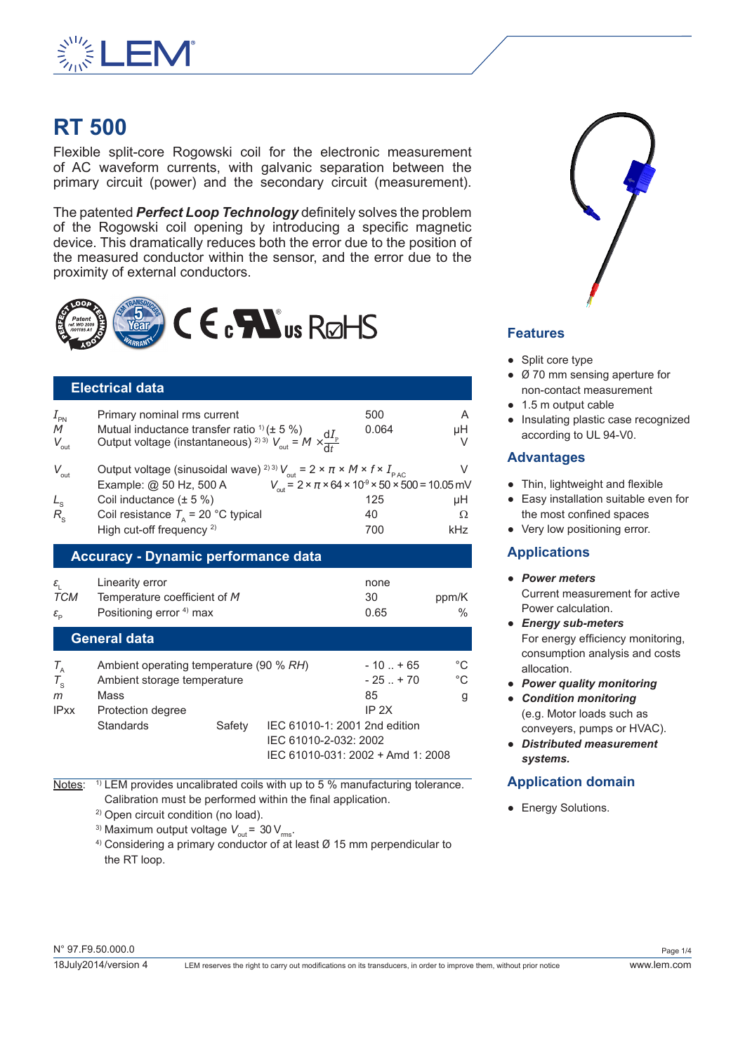# RT 500

Flexible split-core Rogowski coil for the electronic measurement of AC waveform currents, with galvanic separation between the primary circuit (power) and the secondary circuit (measurement).

The patented ***Perfect Loop Technology*** definitely solves the problem of the Rogowski coil opening by introducing a specific magnetic device. This dramatically reduces both the error due to the position of the measured conductor within the sensor, and the error due to the proximity of external conductors.

## Electrical data

| Symbol | Parameter | Value | Unit |
|---|---|---|---|
| $I_{PN}$ | Primary nominal rms current | 500 | A |
| $M$ | Mutual inductance transfer ratio [1] (± 5 %) | 0.064 | µH |
| $V_{out}$ | Output voltage (instantaneous) [2] [3] $V_{out} = M \times \frac{dI_P}{dt}$ | | V |
| $V_{out}$ | Output voltage (sinusoidal wave) [2] [3] $V_{out} = 2 \times \pi \times M \times f \times I_{P\,AC}$ | | V |
| | Example: @ 50 Hz, 500 A | $V_{out} = 2 \times \pi \times 64 \times 10^{-9} \times 50 \times 500 = 10.05$ mV | |
| $L_S$ | Coil inductance (± 5 %) | 125 | µH |
| $R_S$ | Coil resistance $T_A$ = 20 °C typical | 40 | Ω |
| | High cut-off frequency [2] | 700 | kHz |

## Accuracy - Dynamic performance data

| Symbol | Parameter | Value | Unit |
|---|---|---|---|
| $\varepsilon_L$ | Linearity error | none | |
| $TCM$ | Temperature coefficient of $M$ | 30 | ppm/K |
| $\varepsilon_P$ | Positioning error [4] max | 0.65 | % |

## General data

| Symbol | Parameter | Value | Unit |
|---|---|---|---|
| $T_A$ | Ambient operating temperature (90 % *RH*) | - 10 .. + 65 | °C |
| $T_S$ | Ambient storage temperature | - 25 .. + 70 | °C |
| $m$ | Mass | 85 | g |
| IPxx | Protection degree | IP 2X | |
| | Standards — Safety | IEC 61010-1: 2001 2nd edition<br>IEC 61010-2-032: 2002<br>IEC 61010-031: 2002 + Amd 1: 2008 | |

Notes:
[1] LEM provides uncalibrated coils with up to 5 % manufacturing tolerance. Calibration must be performed within the final application.
[2] Open circuit condition (no load).
[3] Maximum output voltage $V_{out}$ = 30 $V_{rms}$.
[4] Considering a primary conductor of at least Ø 15 mm perpendicular to the RT loop.

## Features

- Split core type
- Ø 70 mm sensing aperture for non-contact measurement
- 1.5 m output cable
- Insulating plastic case recognized according to UL 94-V0.

## Advantages

- Thin, lightweight and flexible
- Easy installation suitable even for the most confined spaces
- Very low positioning error.

## Applications

- ***Power meters***
  Current measurement for active Power calculation.
- ***Energy sub-meters***
  For energy efficiency monitoring, consumption analysis and costs allocation.
- ***Power quality monitoring***
- ***Condition monitoring***
  (e.g. Motor loads such as conveyers, pumps or HVAC).
- ***Distributed measurement systems.***

## Application domain

- Energy Solutions.

N° 97.F9.50.000.0
18July2014/version 4

LEM reserves the right to carry out modifications on its transducers, in order to improve them, without prior notice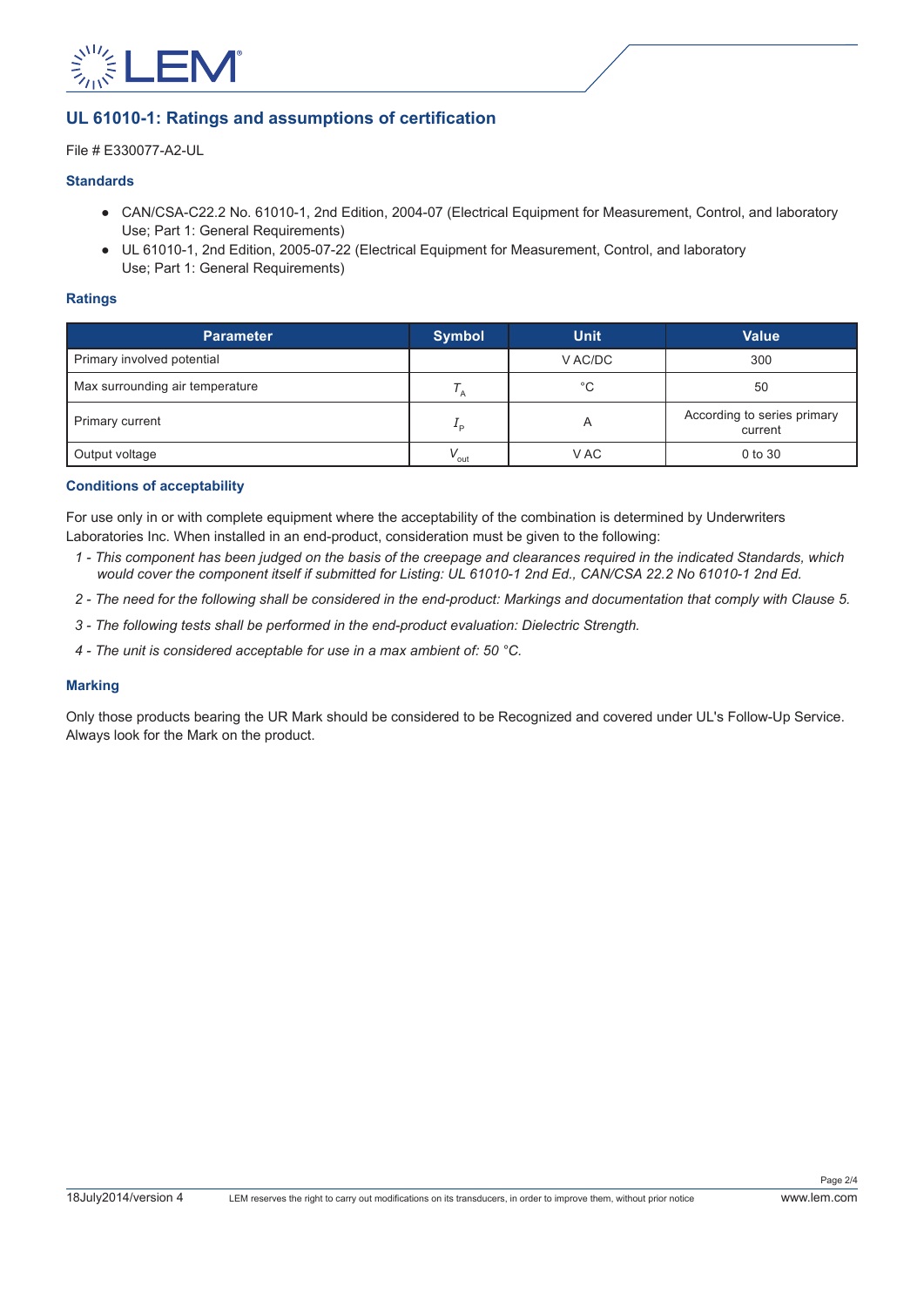## UL 61010-1: Ratings and assumptions of certification

File # E330077-A2-UL

### Standards

- CAN/CSA-C22.2 No. 61010-1, 2nd Edition, 2004-07 (Electrical Equipment for Measurement, Control, and laboratory Use; Part 1: General Requirements)
- UL 61010-1, 2nd Edition, 2005-07-22 (Electrical Equipment for Measurement, Control, and laboratory Use; Part 1: General Requirements)

### Ratings

| Parameter | Symbol | Unit | Value |
|---|---|---|---|
| Primary involved potential | | V AC/DC | 300 |
| Max surrounding air temperature | $T_A$ | °C | 50 |
| Primary current | $I_P$ | A | According to series primary current |
| Output voltage | $V_{out}$ | V AC | 0 to 30 |

### Conditions of acceptability

For use only in or with complete equipment where the acceptability of the combination is determined by Underwriters Laboratories Inc. When installed in an end-product, consideration must be given to the following:

1 - *This component has been judged on the basis of the creepage and clearances required in the indicated Standards, which would cover the component itself if submitted for Listing: UL 61010-1 2nd Ed., CAN/CSA 22.2 No 61010-1 2nd Ed.*

2 - *The need for the following shall be considered in the end-product: Markings and documentation that comply with Clause 5.*

3 - *The following tests shall be performed in the end-product evaluation: Dielectric Strength.*

4 - *The unit is considered acceptable for use in a max ambient of: 50 °C.*

### Marking

Only those products bearing the UR Mark should be considered to be Recognized and covered under UL's Follow-Up Service. Always look for the Mark on the product.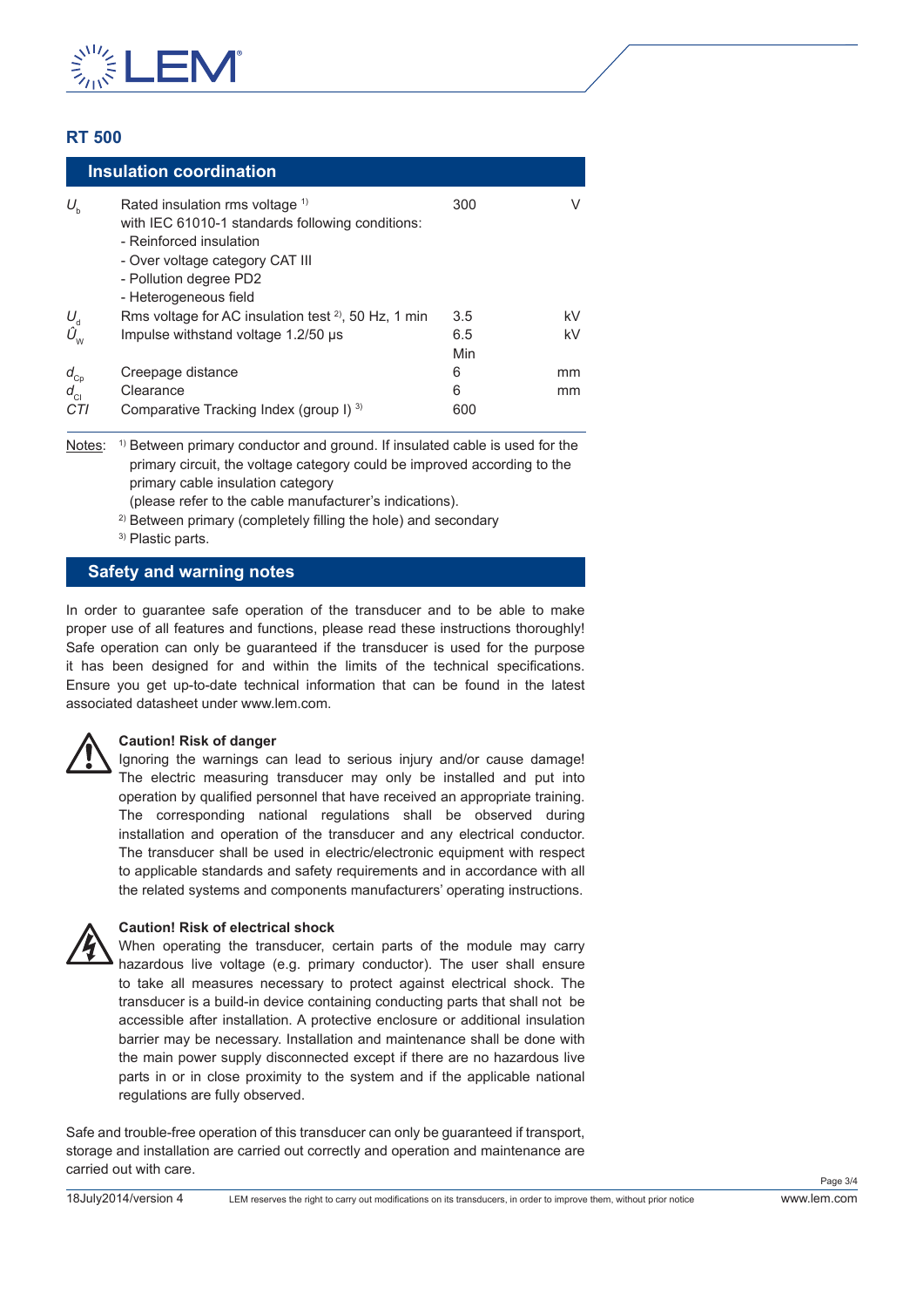## RT 500

### Insulation coordination

| | | | |
|---|---|---|---|
| $U_b$ | Rated insulation rms voltage [1]<br>with IEC 61010-1 standards following conditions:<br>- Reinforced insulation<br>- Over voltage category CAT III<br>- Pollution degree PD2<br>- Heterogeneous field | 300 | V |
| $U_d$ | Rms voltage for AC insulation test [2], 50 Hz, 1 min | 3.5 | kV |
| $\hat{U}_W$ | Impulse withstand voltage 1.2/50 µs | 6.5 | kV |
| | | Min | |
| $d_{Cp}$ | Creepage distance | 6 | mm |
| $d_{Cl}$ | Clearance | 6 | mm |
| *CTI* | Comparative Tracking Index (group I) [3] | 600 | |

Notes:
[1] Between primary conductor and ground. If insulated cable is used for the primary circuit, the voltage category could be improved according to the primary cable insulation category (please refer to the cable manufacturer's indications).
[2] Between primary (completely filling the hole) and secondary
[3] Plastic parts.

### Safety and warning notes

In order to guarantee safe operation of the transducer and to be able to make proper use of all features and functions, please read these instructions thoroughly! Safe operation can only be guaranteed if the transducer is used for the purpose it has been designed for and within the limits of the technical specifications. Ensure you get up-to-date technical information that can be found in the latest associated datasheet under www.lem.com.

**Caution! Risk of danger**
Ignoring the warnings can lead to serious injury and/or cause damage! The electric measuring transducer may only be installed and put into operation by qualified personnel that have received an appropriate training. The corresponding national regulations shall be observed during installation and operation of the transducer and any electrical conductor. The transducer shall be used in electric/electronic equipment with respect to applicable standards and safety requirements and in accordance with all the related systems and components manufacturers' operating instructions.

**Caution! Risk of electrical shock**
When operating the transducer, certain parts of the module may carry hazardous live voltage (e.g. primary conductor). The user shall ensure to take all measures necessary to protect against electrical shock. The transducer is a build-in device containing conducting parts that shall not be accessible after installation. A protective enclosure or additional insulation barrier may be necessary. Installation and maintenance shall be done with the main power supply disconnected except if there are no hazardous live parts in or in close proximity to the system and if the applicable national regulations are fully observed.

Safe and trouble-free operation of this transducer can only be guaranteed if transport, storage and installation are carried out correctly and operation and maintenance are carried out with care.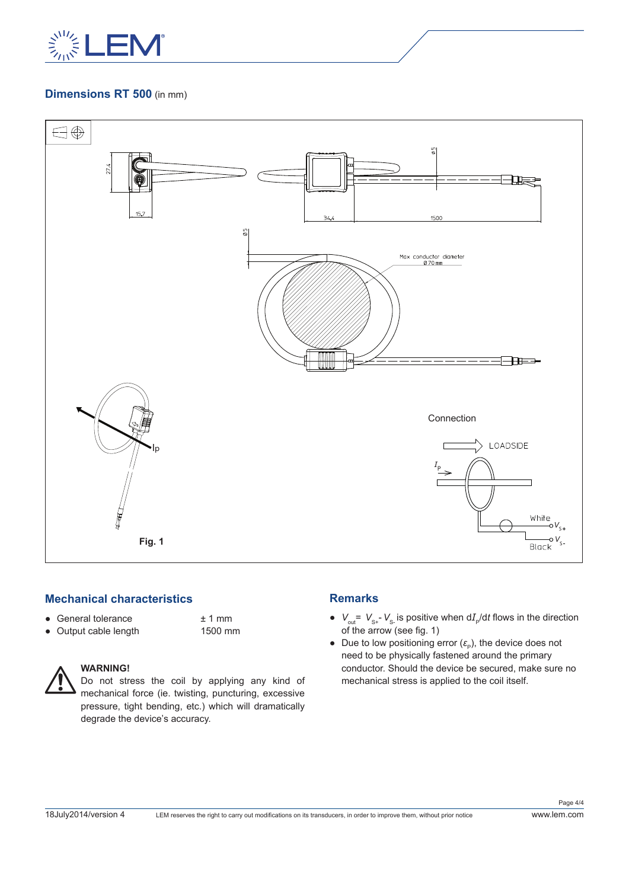## Dimensions RT 500 (in mm)

27.4

15.7

34.4

1500

Ø5

Ø5

Max conductor diameter Ø 70 mm

Ip

Connection

LOADSIDE

$I_P$

White $V_{S+}$

Black $V_{S-}$

**Fig. 1**

## Mechanical characteristics

- General tolerance ± 1 mm
- Output cable length 1500 mm

**WARNING!**

Do not stress the coil by applying any kind of mechanical force (ie. twisting, puncturing, excessive pressure, tight bending, etc.) which will dramatically degrade the device's accuracy.

## Remarks

- $V_{out} = V_{S+} - V_{S-}$ is positive when $\mathrm{d}I_P/\mathrm{d}t$ flows in the direction of the arrow (see fig. 1)
- Due to low positioning error ($\varepsilon_P$), the device does not need to be physically fastened around the primary conductor. Should the device be secured, make sure no mechanical stress is applied to the coil itself.

18July2014/version 4 LEM reserves the right to carry out modifications on its transducers, in order to improve them, without prior notice www.lem.com